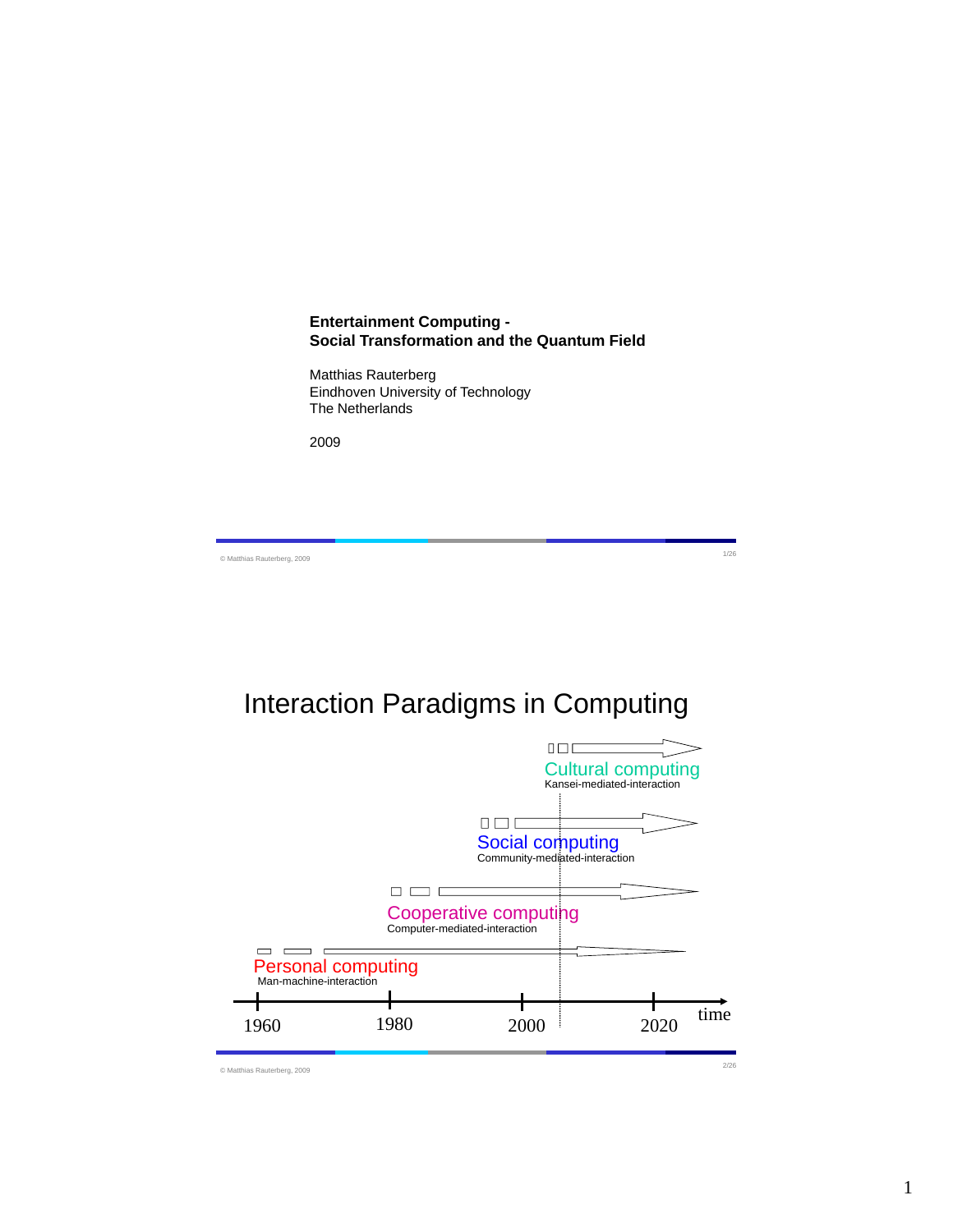**Entertainment Computing -**
**Social Transformation and the Quantum Field**

Matthias Rauterberg
Eindhoven University of Technology
The Netherlands

2009

## Interaction Paradigms in Computing

Cultural computing
Kansei-mediated-interaction

Social computing
Community-mediated-interaction

Cooperative computing
Computer-mediated-interaction

Personal computing
Man-machine-interaction

1960 1980 2000 2020 time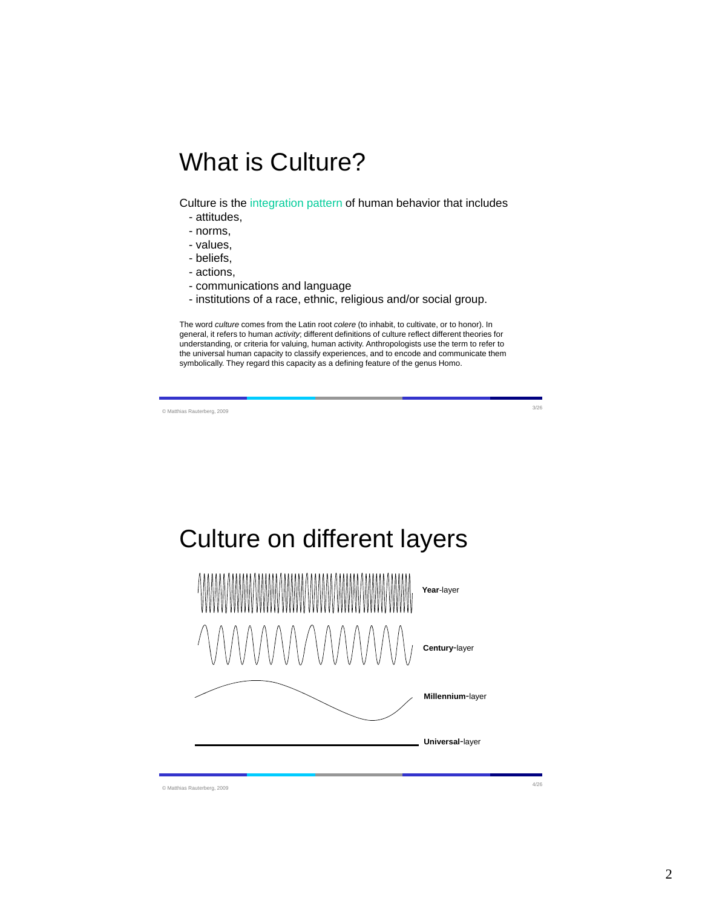# What is Culture?

Culture is the integration pattern of human behavior that includes

- attitudes,
- norms,
- values,
- beliefs,
- actions,
- communications and language
- institutions of a race, ethnic, religious and/or social group.

The word *culture* comes from the Latin root *colere* (to inhabit, to cultivate, or to honor). In general, it refers to human *activity*; different definitions of culture reflect different theories for understanding, or criteria for valuing, human activity. Anthropologists use the term to refer to the universal human capacity to classify experiences, and to encode and communicate them symbolically. They regard this capacity as a defining feature of the genus Homo.

# Culture on different layers

**Year**-layer

**Century**-layer

**Millennium**-layer

**Universal**-layer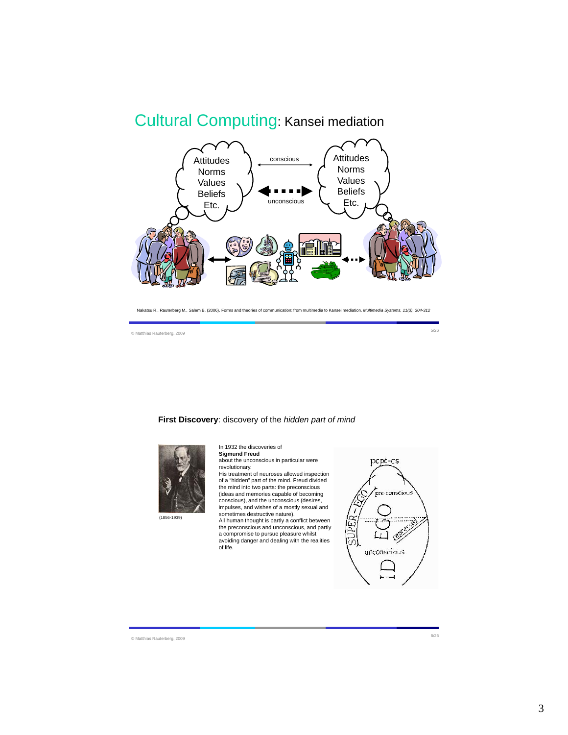## Cultural Computing: Kansei mediation

Attitudes
Norms
Values
Beliefs
Etc.

conscious

unconscious

Attitudes
Norms
Values
Beliefs
Etc.

Nakatsu R., Rauterberg M., Salem B. (2006). Forms and theories of communication: from multimedia to Kansei mediation. *Multimedia Systems, 11(3), 304-312*

© Matthias Rauterberg, 2009

**First Discovery**: discovery of the *hidden part of mind*

(1856-1939)

In 1932 the discoveries of **Sigmund Freud** about the unconscious in particular were revolutionary.
His treatment of neuroses allowed inspection of a "hidden" part of the mind. Freud divided the mind into two parts: the preconscious (ideas and memories capable of becoming conscious), and the unconscious (desires, impulses, and wishes of a mostly sexual and sometimes destructive nature).
All human thought is partly a conflict between the preconscious and unconscious, and partly a compromise to pursue pleasure whilst avoiding danger and dealing with the realities of life.

pcpt-cs
pre conscious
SUPER-EGO
EGO
repressed
unconscious
ID

© Matthias Rauterberg, 2009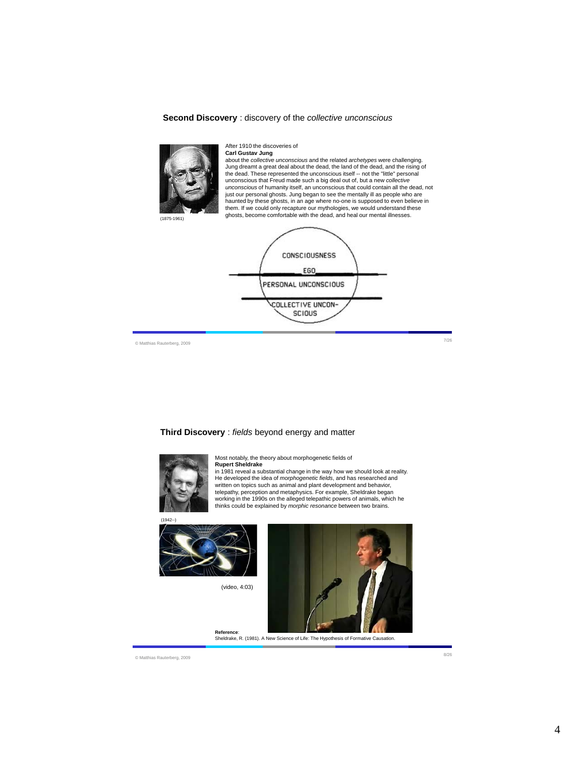**Second Discovery** : discovery of the *collective unconscious*

(1875-1961)

After 1910 the discoveries of
**Carl Gustav Jung**
about the *collective unconscious* and the related *archetypes* were challenging. Jung dreamt a great deal about the dead, the land of the dead, and the rising of the dead. These represented the unconscious itself -- not the "little" personal unconscious that Freud made such a big deal out of, but a new *collective unconscious* of humanity itself, an unconscious that could contain all the dead, not just our personal ghosts. Jung began to see the mentally ill as people who are haunted by these ghosts, in an age where no-one is supposed to even believe in them. If we could only recapture our mythologies, we would understand these ghosts, become comfortable with the dead, and heal our mental illnesses.

CONSCIOUSNESS

EGO

PERSONAL UNCONSCIOUS

COLLECTIVE UNCON-SCIOUS

**Third Discovery** : *fields* beyond energy and matter

Most notably, the theory about morphogenetic fields of
**Rupert Sheldrake**
in 1981 reveal a substantial change in the way how we should look at reality. He developed the idea of *morphogenetic fields*, and has researched and written on topics such as animal and plant development and behavior, telepathy, perception and metaphysics. For example, Sheldrake began working in the 1990s on the alleged telepathic powers of animals, which he thinks could be explained by *morphic resonance* between two brains.

(1942--)

(video, 4:03)

**Reference**:
Sheldrake, R. (1981). A New Science of Life: The Hypothesis of Formative Causation.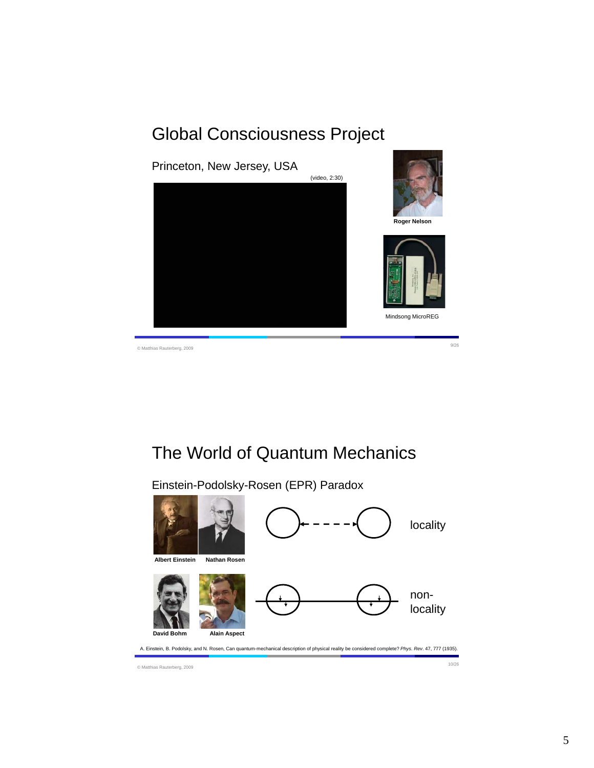# Global Consciousness Project

Princeton, New Jersey, USA

(video, 2:30)

**Roger Nelson**

Mindsong MicroREG

# The World of Quantum Mechanics

Einstein-Podolsky-Rosen (EPR) Paradox

**Albert Einstein** **Nathan Rosen**

locality

**David Bohm** **Alain Aspect**

non-locality

A. Einstein, B. Podolsky, and N. Rosen, Can quantum-mechanical description of physical reality be considered complete? *Phys. Rev*. 47, 777 (1935).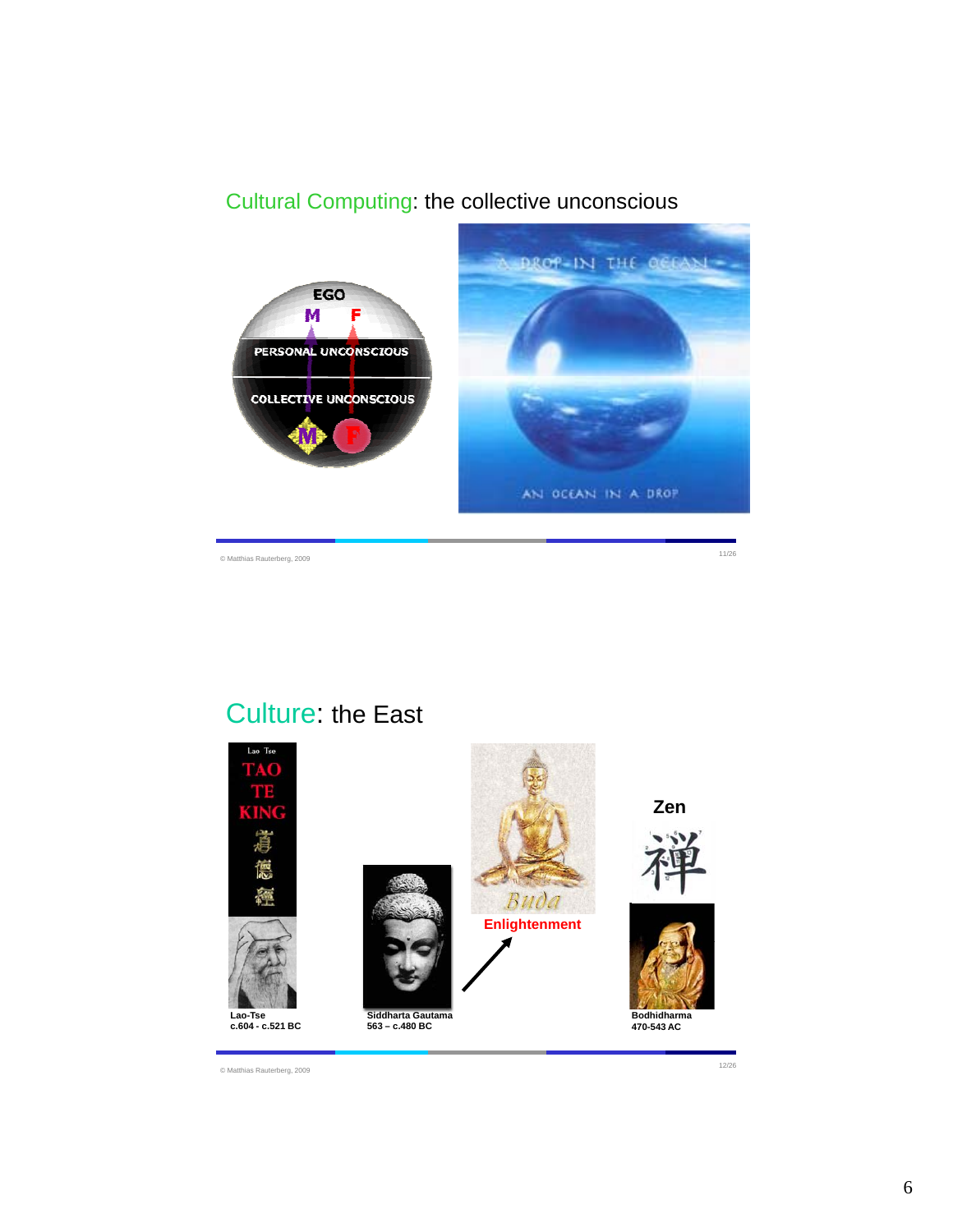## Cultural Computing: the collective unconscious

EGO

M F

PERSONAL UNCONSCIOUS

COLLECTIVE UNCONSCIOUS

M F

A DROP IN THE OCEAN

AN OCEAN IN A DROP

© Matthias Rauterberg, 2009

## Culture: the East

Lao Tse

TAO TE KING

Lao-Tse
c.604 - c.521 BC

Siddharta Gautama
563 – c.480 BC

Buda

Enlightenment

Zen

禅

Bodhidharma
470-543 AC

© Matthias Rauterberg, 2009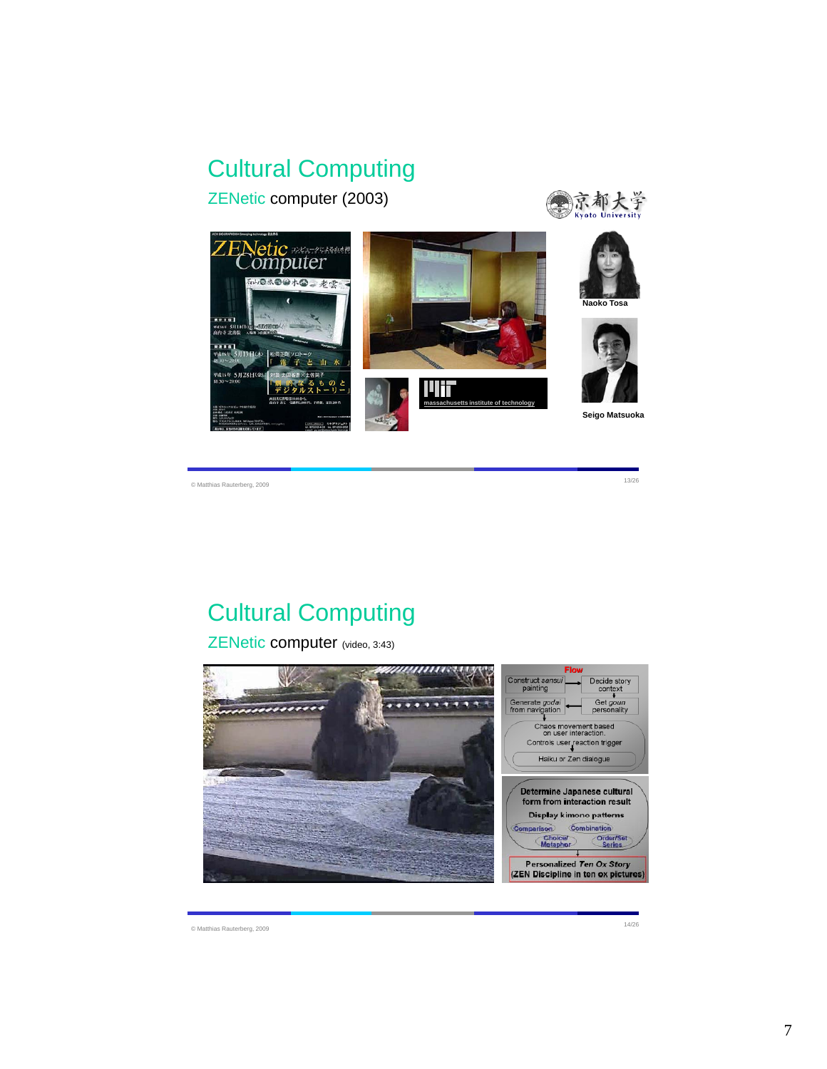# Cultural Computing

ZENetic computer (2003)

Naoko Tosa

Seigo Matsuoka

massachusetts institute of technology

© Matthias Rauterberg, 2009

# Cultural Computing

ZENetic computer (video, 3:43)

Flow

- Construct *sansui* painting
- Decide story context
- Get *goun* personality
- Generate *godai* from navigation
- Chaos movement based on user interaction.
- Controls user reaction trigger
- Haiku or Zen dialogue

Determine Japanese cultural form from interaction result

Display kimono patterns

- Comparison
- Combination
- Choice/Metaphor
- Order/Set Series

Personalized *Ten Ox Story* (ZEN Discipline in ten ox pictures)

© Matthias Rauterberg, 2009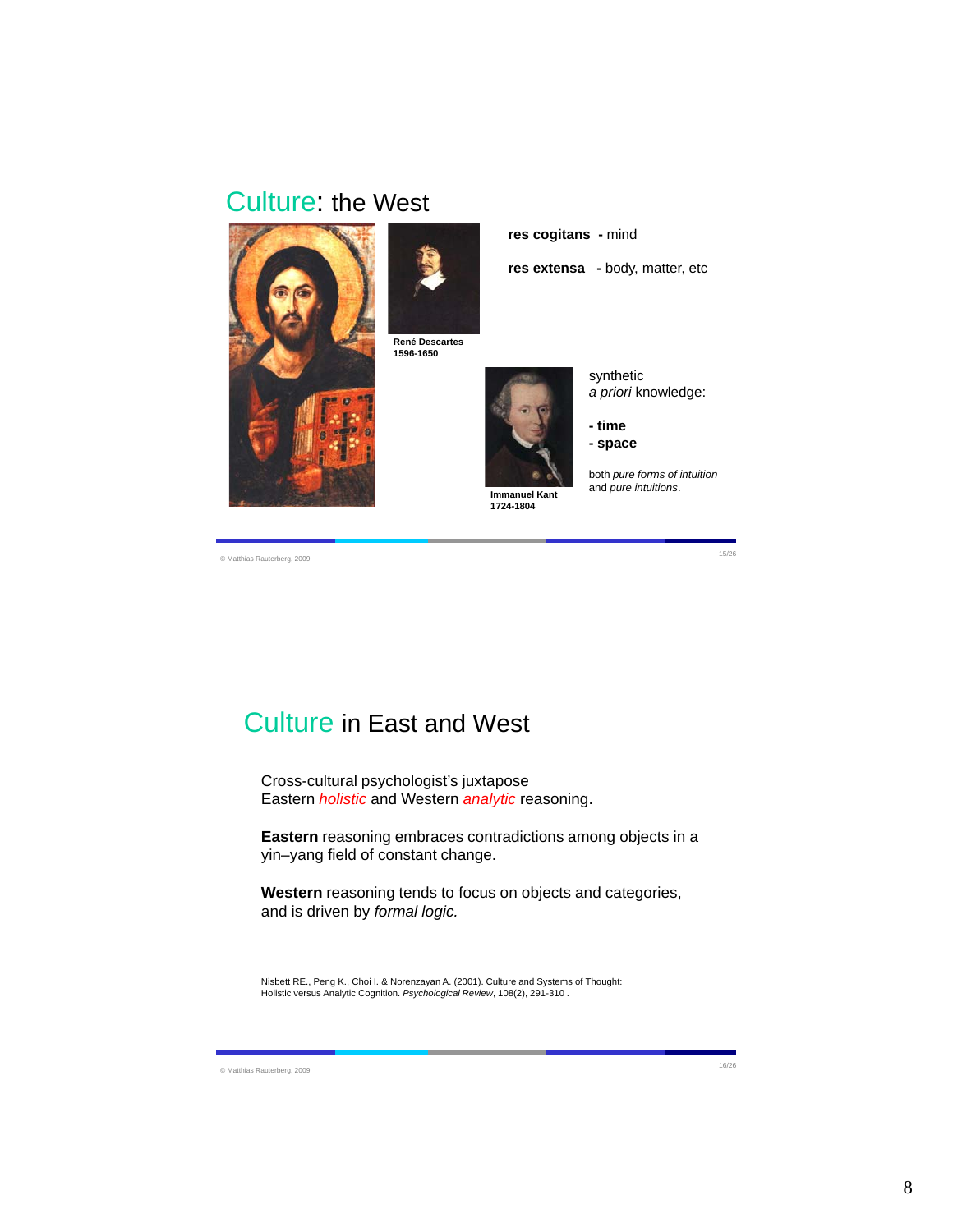## Culture: the West

René Descartes
1596-1650

**res cogitans** - mind

**res extensa** - body, matter, etc

Immanuel Kant
1724-1804

synthetic
*a priori* knowledge:

**- time**
**- space**

both *pure forms of intuition* and *pure intuitions*.

## Culture in East and West

Cross-cultural psychologist's juxtapose Eastern *holistic* and Western *analytic* reasoning.

**Eastern** reasoning embraces contradictions among objects in a yin–yang field of constant change.

**Western** reasoning tends to focus on objects and categories, and is driven by *formal logic.*

Nisbett RE., Peng K., Choi I. & Norenzayan A. (2001). Culture and Systems of Thought: Holistic versus Analytic Cognition. *Psychological Review*, 108(2), 291-310 .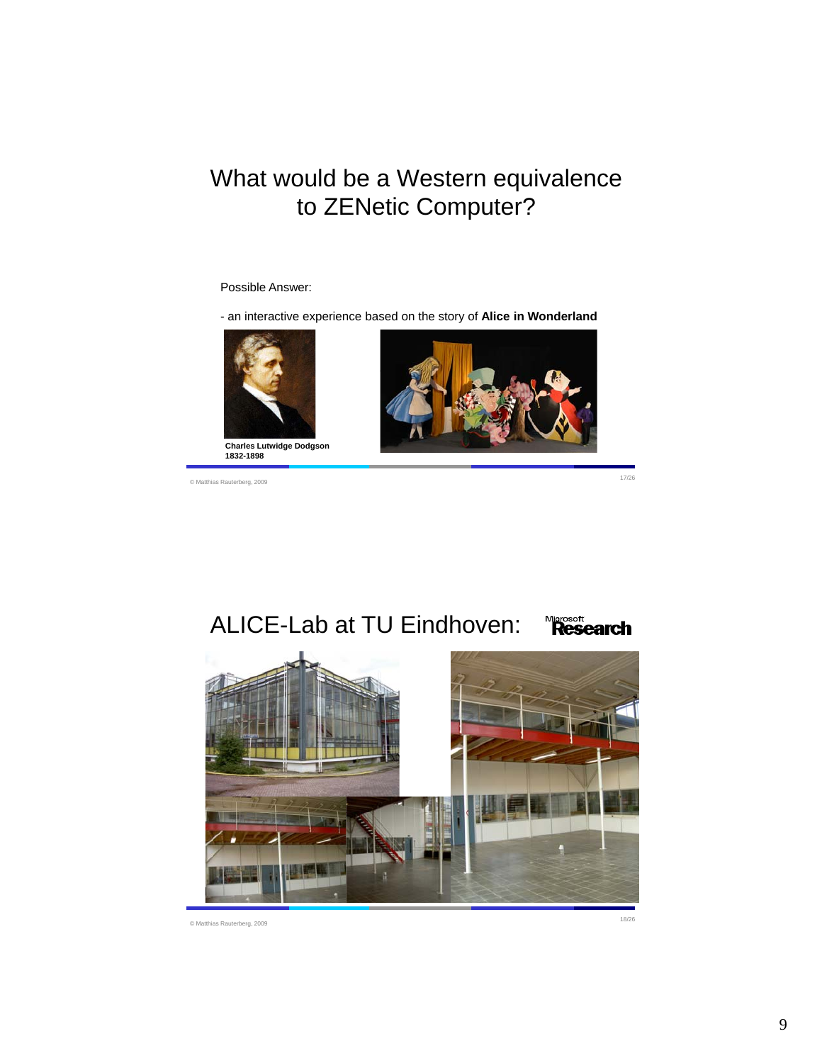## What would be a Western equivalence to ZENetic Computer?

Possible Answer:

- an interactive experience based on the story of **Alice in Wonderland**

**Charles Lutwidge Dodgson 1832-1898**

© Matthias Rauterberg, 2009

## ALICE-Lab at TU Eindhoven:

Microsoft Research

© Matthias Rauterberg, 2009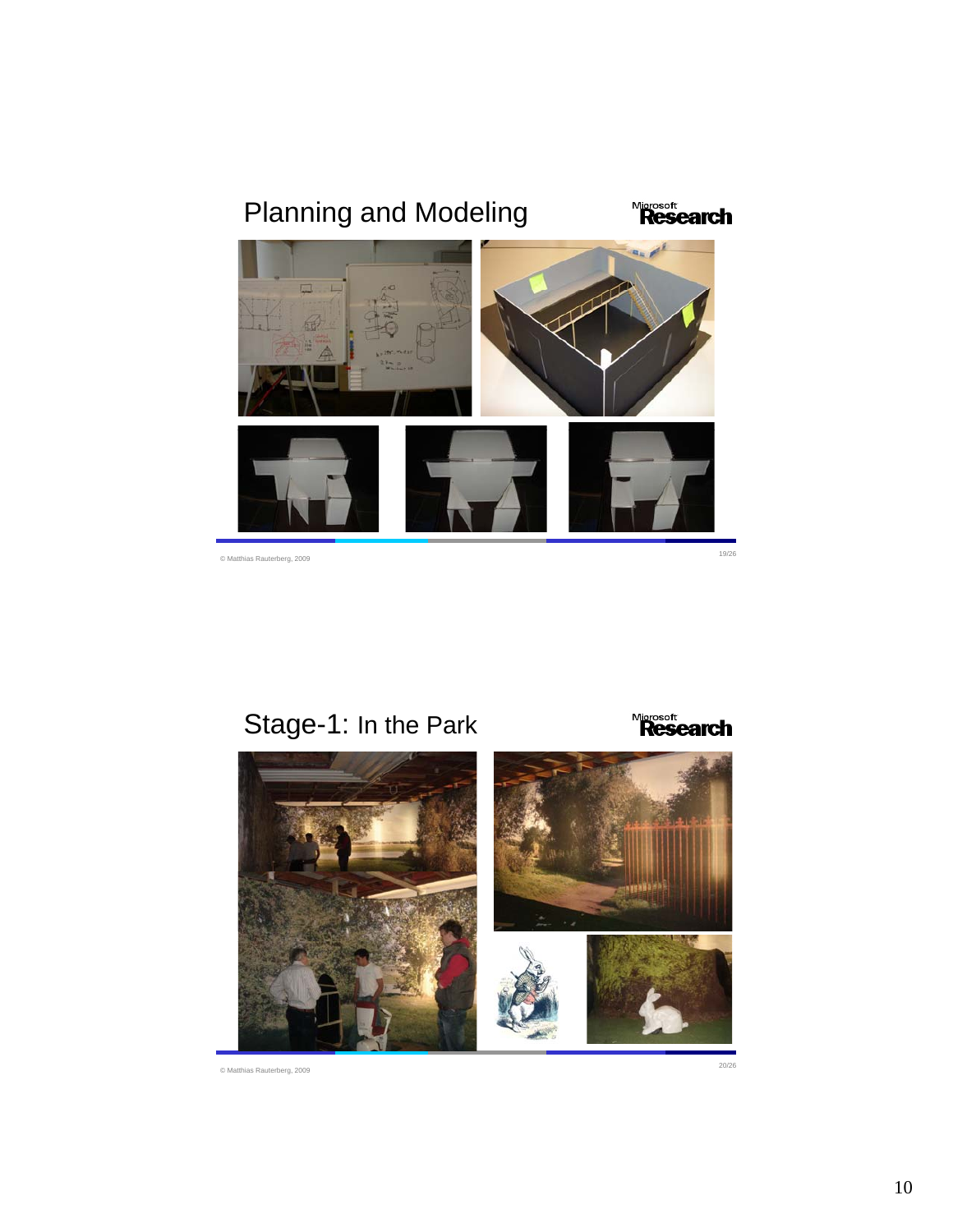## Planning and Modeling

Microsoft Research

© Matthias Rauterberg, 2009

## Stage-1: In the Park

Microsoft Research

© Matthias Rauterberg, 2009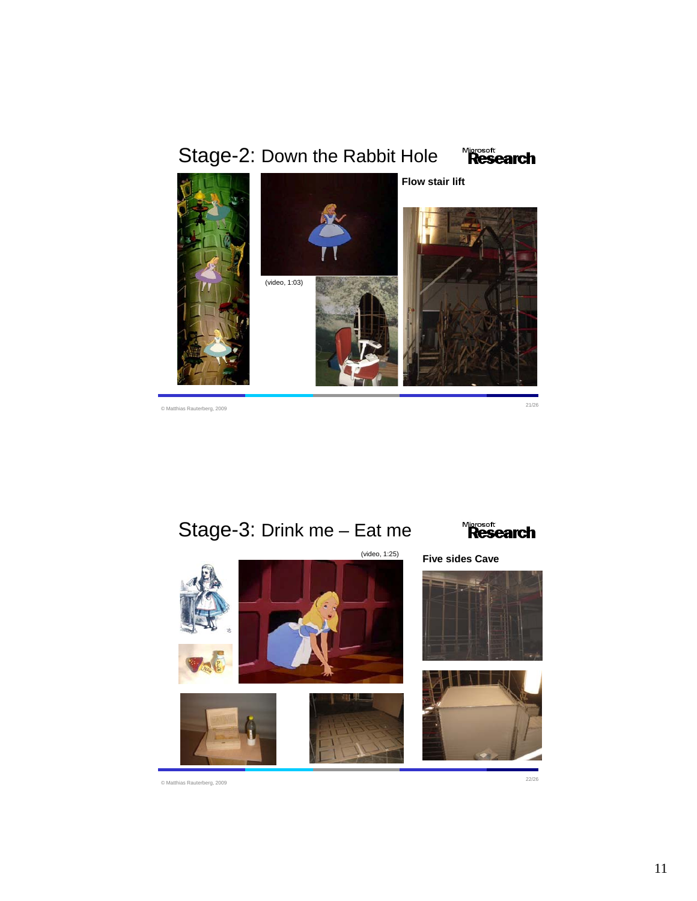## Stage-2: Down the Rabbit Hole

Microsoft Research

**Flow stair lift**

(video, 1:03)

© Matthias Rauterberg, 2009

## Stage-3: Drink me – Eat me

Microsoft Research

(video, 1:25)

**Five sides Cave**

© Matthias Rauterberg, 2009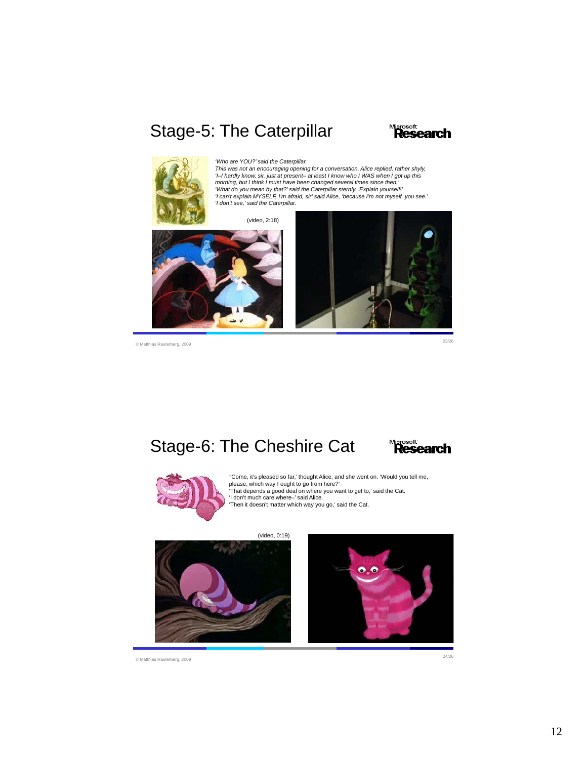## Stage-5: The Caterpillar

Microsoft Research

*'Who are YOU?' said the Caterpillar.*
*This was not an encouraging opening for a conversation. Alice replied, rather shyly, 'I–I hardly know, sir, just at present– at least I know who I WAS when I got up this morning, but I think I must have been changed several times since then.'*
*'What do you mean by that?' said the Caterpillar sternly. 'Explain yourself!'*
*'I can't explain MYSELF, I'm afraid, sir' said Alice, 'because I'm not myself, you see.'*
*'I don't see,' said the Caterpillar.*

(video, 2:18)

© Matthias Rauterberg, 2009

## Stage-6: The Cheshire Cat

Microsoft Research

"Come, it's pleased so far,' thought Alice, and she went on. 'Would you tell me, please, which way I ought to go from here?'
'That depends a good deal on where you want to get to,' said the Cat.
'I don't much care where–' said Alice.
'Then it doesn't matter which way you go,' said the Cat.

(video, 0:19)

© Matthias Rauterberg, 2009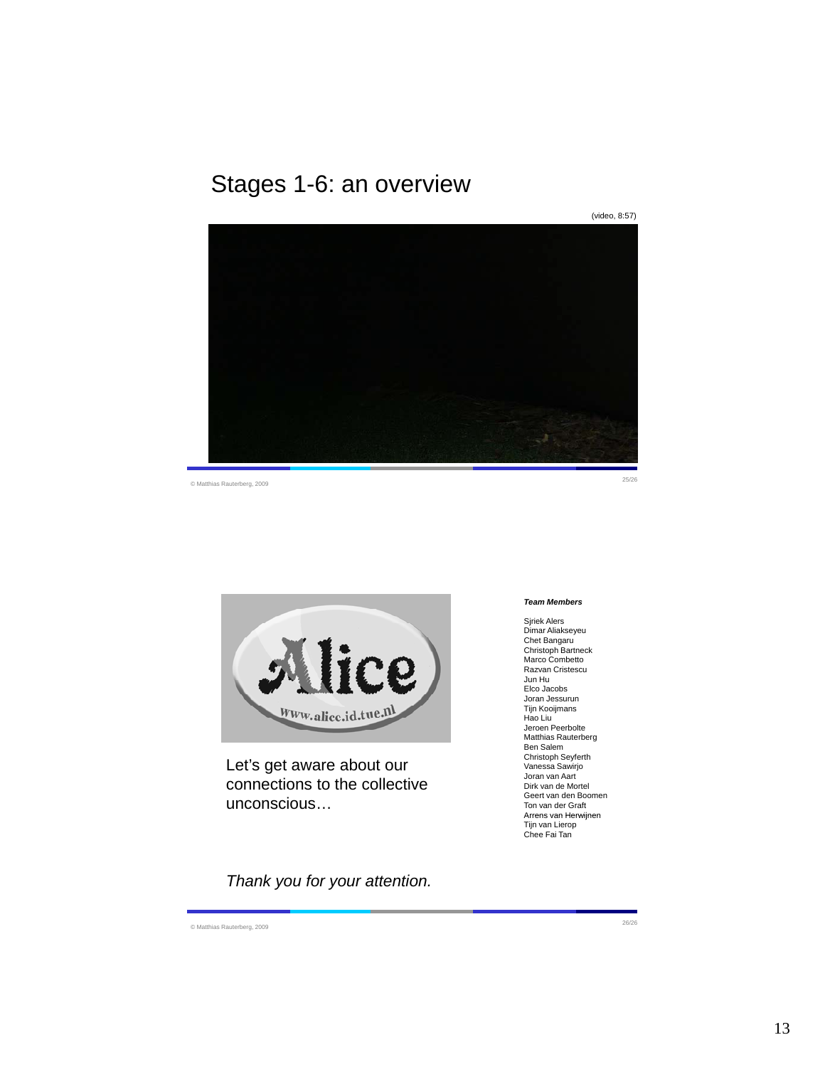## Stages 1-6: an overview

(video, 8:57)

Let's get aware about our connections to the collective unconscious…

*Thank you for your attention.*

***Team Members***

Sjriek Alers
Dimar Aliakseyeu
Chet Bangaru
Christoph Bartneck
Marco Combetto
Razvan Cristescu
Jun Hu
Elco Jacobs
Joran Jessurun
Tijn Kooijmans
Hao Liu
Jeroen Peerbolte
Matthias Rauterberg
Ben Salem
Christoph Seyferth
Vanessa Sawirjo
Joran van Aart
Dirk van de Mortel
Geert van den Boomen
Ton van der Graft
Arrens van Herwijnen
Tijn van Lierop
Chee Fai Tan